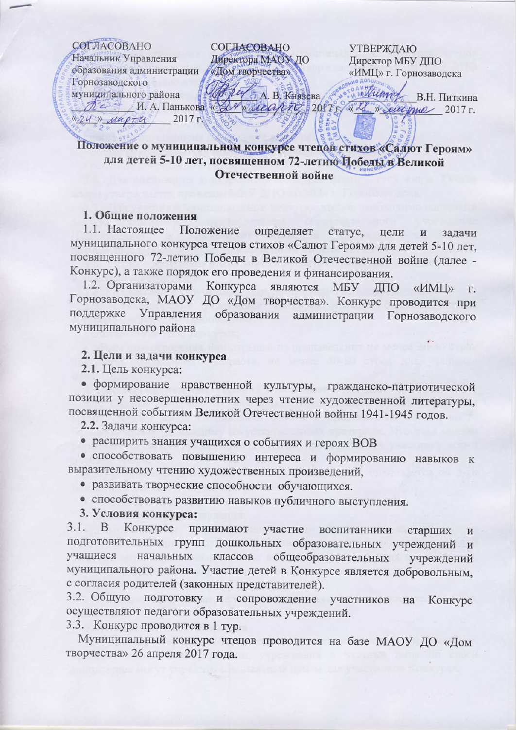| СОГЛАСОВАНО | СОГЛАСОВАНО | УТВЕРЖДАЮ |
|---|---|---|
| Начальник Управления образования администрации Горнозаводского муниципального района | Директора МАОУ ДО «Дом творчества» | Директор МБУ ДПО «ИМЦ» г. Горнозаводска |
| _______ И. А. Панькова | _______ А. В. Князева | _______ В.Н. Питкина |
| «24» марта 2017 г. | «24» марта 2017 г. | «24» марта 2017 г. |

**Положение о муниципальном конкурсе чтецов стихов «Салют Героям» для детей 5-10 лет, посвященном 72-летию Победы в Великой Отечественной войне**

**1. Общие положения**

1.1. Настоящее Положение определяет статус, цели и задачи муниципального конкурса чтецов стихов «Салют Героям» для детей 5-10 лет, посвященного 72-летию Победы в Великой Отечественной войне (далее - Конкурс), а также порядок его проведения и финансирования.

1.2. Организаторами Конкурса являются МБУ ДПО «ИМЦ» г. Горнозаводска, МАОУ ДО «Дом творчества». Конкурс проводится при поддержке Управления образования администрации Горнозаводского муниципального района

**2. Цели и задачи конкурса**

**2.1.** Цель конкурса:

- формирование нравственной культуры, гражданско-патриотической позиции у несовершеннолетних через чтение художественной литературы, посвященной событиям Великой Отечественной войны 1941-1945 годов.

**2.2.** Задачи конкурса:

- расширить знания учащихся о событиях и героях ВОВ
- способствовать повышению интереса и формированию навыков к выразительному чтению художественных произведений,
- развивать творческие способности обучающихся.
- способствовать развитию навыков публичного выступления.

**3. Условия конкурса:**

3.1. В Конкурсе принимают участие воспитанники старших и подготовительных групп дошкольных образовательных учреждений и учащиеся начальных классов общеобразовательных учреждений муниципального района. Участие детей в Конкурсе является добровольным, с согласия родителей (законных представителей).

3.2. Общую подготовку и сопровождение участников на Конкурс осуществляют педагоги образовательных учреждений.

3.3. Конкурс проводится в 1 тур.

Муниципальный конкурс чтецов проводится на базе МАОУ ДО «Дом творчества» 26 апреля 2017 года.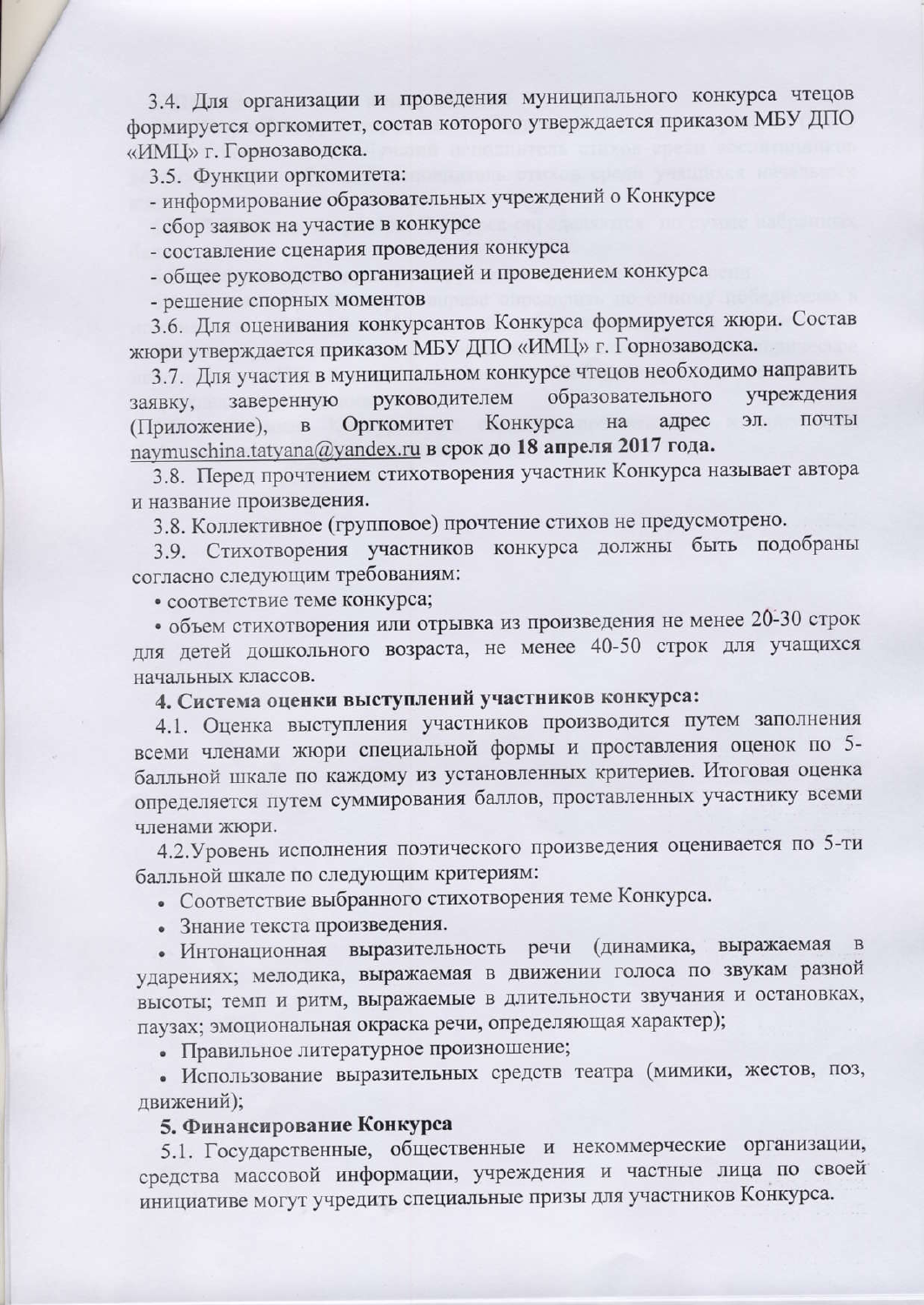3.4. Для организации и проведения муниципального конкурса чтецов формируется оргкомитет, состав которого утверждается приказом МБУ ДПО «ИМЦ» г. Горнозаводска.

3.5. Функции оргкомитета:

- информирование образовательных учреждений о Конкурсе
- сбор заявок на участие в конкурсе
- составление сценария проведения конкурса
- общее руководство организацией и проведением конкурса
- решение спорных моментов

3.6. Для оценивания конкурсантов Конкурса формируется жюри. Состав жюри утверждается приказом МБУ ДПО «ИМЦ» г. Горнозаводска.

3.7. Для участия в муниципальном конкурсе чтецов необходимо направить заявку, заверенную руководителем образовательного учреждения (Приложение), в Оргкомитет Конкурса на адрес эл. почты naymuschina.tatyana@yandex.ru **в срок до 18 апреля 2017 года.**

3.8. Перед прочтением стихотворения участник Конкурса называет автора и название произведения.

3.8. Коллективное (групповое) прочтение стихов не предусмотрено.

3.9. Стихотворения участников конкурса должны быть подобраны согласно следующим требованиям:

- соответствие теме конкурса;
- объем стихотворения или отрывка из произведения не менее 20-30 строк для детей дошкольного возраста, не менее 40-50 строк для учащихся начальных классов.

**4. Система оценки выступлений участников конкурса:**

4.1. Оценка выступления участников производится путем заполнения всеми членами жюри специальной формы и проставления оценок по 5-балльной шкале по каждому из установленных критериев. Итоговая оценка определяется путем суммирования баллов, проставленных участнику всеми членами жюри.

4.2.Уровень исполнения поэтического произведения оценивается по 5-ти балльной шкале по следующим критериям:

- Соответствие выбранного стихотворения теме Конкурса.
- Знание текста произведения.
- Интонационная выразительность речи (динамика, выражаемая в ударениях; мелодика, выражаемая в движении голоса по звукам разной высоты; темп и ритм, выражаемые в длительности звучания и остановках, паузах; эмоциональная окраска речи, определяющая характер);
- Правильное литературное произношение;
- Использование выразительных средств театра (мимики, жестов, поз, движений);

**5. Финансирование Конкурса**

5.1. Государственные, общественные и некоммерческие организации, средства массовой информации, учреждения и частные лица по своей инициативе могут учредить специальные призы для участников Конкурса.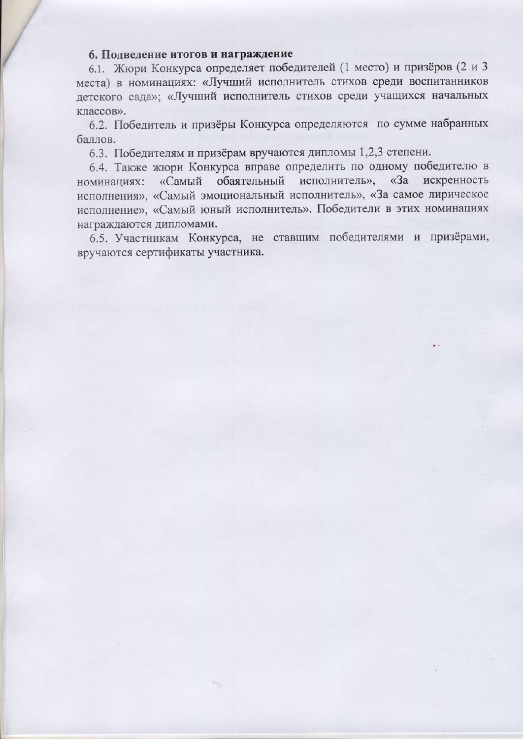### 6. Подведение итогов и награждение

6.1. Жюри Конкурса определяет победителей (1 место) и призёров (2 и 3 места) в номинациях: «Лучший исполнитель стихов среди воспитанников детского сада»; «Лучший исполнитель стихов среди учащихся начальных классов».

6.2. Победитель и призёры Конкурса определяются по сумме набранных баллов.

6.3. Победителям и призёрам вручаются дипломы 1,2,3 степени.

6.4. Также жюри Конкурса вправе определить по одному победителю в номинациях: «Самый обаятельный исполнитель», «За искренность исполнения», «Самый эмоциональный исполнитель», «За самое лирическое исполнение», «Самый юный исполнитель». Победители в этих номинациях награждаются дипломами.

6.5. Участникам Конкурса, не ставшим победителями и призёрами, вручаются сертификаты участника.